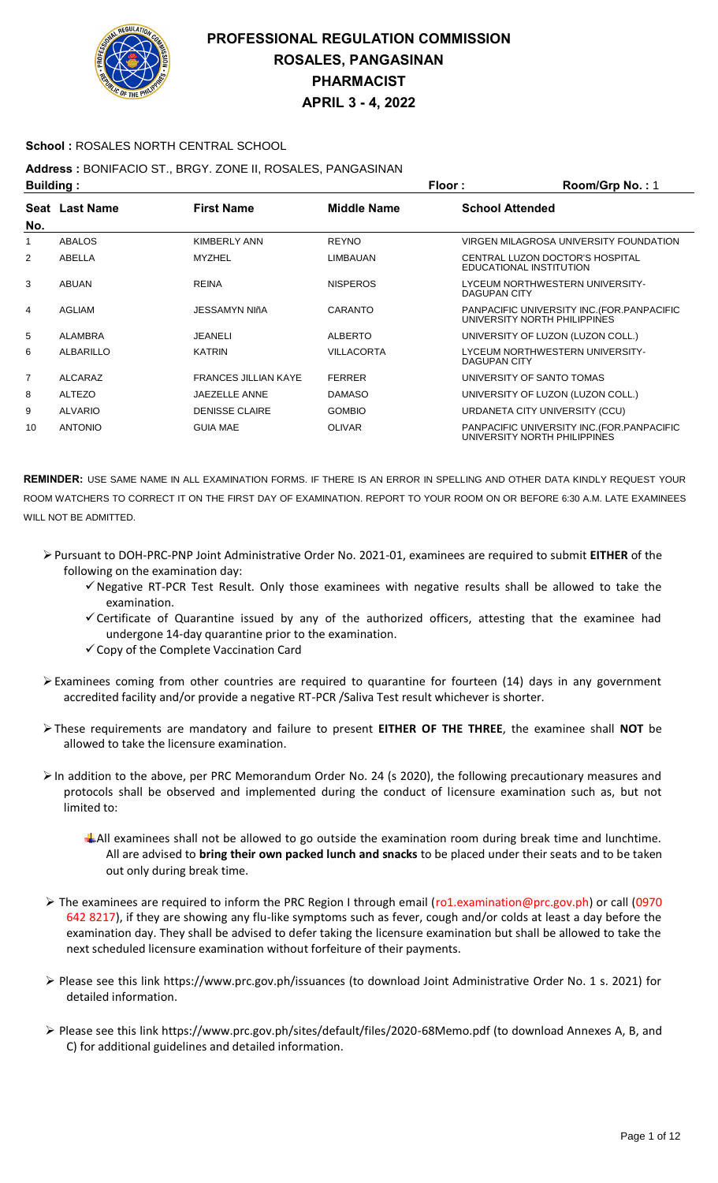# PROFESSIONAL REGULATION COMMISSION
## ROSALES, PANGASINAN
## PHARMACIST
## APRIL 3 - 4, 2022

**School :** ROSALES NORTH CENTRAL SCHOOL

**Address :** BONIFACIO ST., BRGY. ZONE II, ROSALES, PANGASINAN

**Building :** **Floor :** **Room/Grp No. :** 1

| Seat No. | Last Name | First Name | Middle Name | School Attended |
|---|---|---|---|---|
| 1 | ABALOS | KIMBERLY ANN | REYNO | VIRGEN MILAGROSA UNIVERSITY FOUNDATION |
| 2 | ABELLA | MYZHEL | LIMBAUAN | CENTRAL LUZON DOCTOR'S HOSPITAL EDUCATIONAL INSTITUTION |
| 3 | ABUAN | REINA | NISPEROS | LYCEUM NORTHWESTERN UNIVERSITY-DAGUPAN CITY |
| 4 | AGLIAM | JESSAMYN NIñA | CARANTO | PANPACIFIC UNIVERSITY INC.(FOR.PANPACIFIC UNIVERSITY NORTH PHILIPPINES |
| 5 | ALAMBRA | JEANELI | ALBERTO | UNIVERSITY OF LUZON (LUZON COLL.) |
| 6 | ALBARILLO | KATRIN | VILLACORTA | LYCEUM NORTHWESTERN UNIVERSITY-DAGUPAN CITY |
| 7 | ALCARAZ | FRANCES JILLIAN KAYE | FERRER | UNIVERSITY OF SANTO TOMAS |
| 8 | ALTEZO | JAEZELLE ANNE | DAMASO | UNIVERSITY OF LUZON (LUZON COLL.) |
| 9 | ALVARIO | DENISSE CLAIRE | GOMBIO | URDANETA CITY UNIVERSITY (CCU) |
| 10 | ANTONIO | GUIA MAE | OLIVAR | PANPACIFIC UNIVERSITY INC.(FOR.PANPACIFIC UNIVERSITY NORTH PHILIPPINES |

**REMINDER:** USE SAME NAME IN ALL EXAMINATION FORMS. IF THERE IS AN ERROR IN SPELLING AND OTHER DATA KINDLY REQUEST YOUR ROOM WATCHERS TO CORRECT IT ON THE FIRST DAY OF EXAMINATION. REPORT TO YOUR ROOM ON OR BEFORE 6:30 A.M. LATE EXAMINEES WILL NOT BE ADMITTED.

- Pursuant to DOH-PRC-PNP Joint Administrative Order No. 2021-01, examinees are required to submit **EITHER** of the following on the examination day:
  - Negative RT-PCR Test Result. Only those examinees with negative results shall be allowed to take the examination.
  - Certificate of Quarantine issued by any of the authorized officers, attesting that the examinee had undergone 14-day quarantine prior to the examination.
  - Copy of the Complete Vaccination Card
- Examinees coming from other countries are required to quarantine for fourteen (14) days in any government accredited facility and/or provide a negative RT-PCR /Saliva Test result whichever is shorter.
- These requirements are mandatory and failure to present **EITHER OF THE THREE**, the examinee shall **NOT** be allowed to take the licensure examination.
- In addition to the above, per PRC Memorandum Order No. 24 (s 2020), the following precautionary measures and protocols shall be observed and implemented during the conduct of licensure examination such as, but not limited to:
  - All examinees shall not be allowed to go outside the examination room during break time and lunchtime. All are advised to **bring their own packed lunch and snacks** to be placed under their seats and to be taken out only during break time.
- The examinees are required to inform the PRC Region I through email (ro1.examination@prc.gov.ph) or call (0970 642 8217), if they are showing any flu-like symptoms such as fever, cough and/or colds at least a day before the examination day. They shall be advised to defer taking the licensure examination but shall be allowed to take the next scheduled licensure examination without forfeiture of their payments.
- Please see this link https://www.prc.gov.ph/issuances (to download Joint Administrative Order No. 1 s. 2021) for detailed information.
- Please see this link https://www.prc.gov.ph/sites/default/files/2020-68Memo.pdf (to download Annexes A, B, and C) for additional guidelines and detailed information.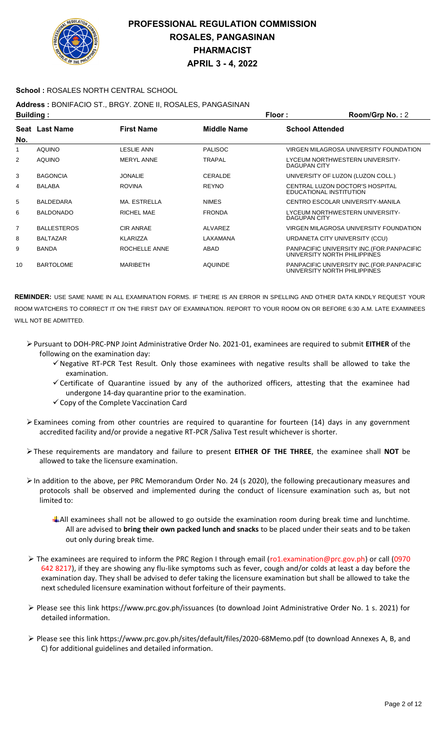# PROFESSIONAL REGULATION COMMISSION
## ROSALES, PANGASINAN
## PHARMACIST
## APRIL 3 - 4, 2022

**School :** ROSALES NORTH CENTRAL SCHOOL

**Address :** BONIFACIO ST., BRGY. ZONE II, ROSALES, PANGASINAN

**Building :** **Floor :** **Room/Grp No. :** 2

| Seat No. | Last Name | First Name | Middle Name | School Attended |
|---|---|---|---|---|
| 1 | AQUINO | LESLIE ANN | PALISOC | VIRGEN MILAGROSA UNIVERSITY FOUNDATION |
| 2 | AQUINO | MERYL ANNE | TRAPAL | LYCEUM NORTHWESTERN UNIVERSITY-DAGUPAN CITY |
| 3 | BAGONCIA | JONALIE | CERALDE | UNIVERSITY OF LUZON (LUZON COLL.) |
| 4 | BALABA | ROVINA | REYNO | CENTRAL LUZON DOCTOR'S HOSPITAL EDUCATIONAL INSTITUTION |
| 5 | BALDEDARA | MA. ESTRELLA | NIMES | CENTRO ESCOLAR UNIVERSITY-MANILA |
| 6 | BALDONADO | RICHEL MAE | FRONDA | LYCEUM NORTHWESTERN UNIVERSITY-DAGUPAN CITY |
| 7 | BALLESTEROS | CIR ANRAE | ALVAREZ | VIRGEN MILAGROSA UNIVERSITY FOUNDATION |
| 8 | BALTAZAR | KLARIZZA | LAXAMANA | URDANETA CITY UNIVERSITY (CCU) |
| 9 | BANDA | ROCHELLE ANNE | ABAD | PANPACIFIC UNIVERSITY INC.(FOR.PANPACIFIC UNIVERSITY NORTH PHILIPPINES |
| 10 | BARTOLOME | MARIBETH | AQUINDE | PANPACIFIC UNIVERSITY INC.(FOR.PANPACIFIC UNIVERSITY NORTH PHILIPPINES |

**REMINDER:** USE SAME NAME IN ALL EXAMINATION FORMS. IF THERE IS AN ERROR IN SPELLING AND OTHER DATA KINDLY REQUEST YOUR ROOM WATCHERS TO CORRECT IT ON THE FIRST DAY OF EXAMINATION. REPORT TO YOUR ROOM ON OR BEFORE 6:30 A.M. LATE EXAMINEES WILL NOT BE ADMITTED.

- Pursuant to DOH-PRC-PNP Joint Administrative Order No. 2021-01, examinees are required to submit **EITHER** of the following on the examination day:
  - Negative RT-PCR Test Result. Only those examinees with negative results shall be allowed to take the examination.
  - Certificate of Quarantine issued by any of the authorized officers, attesting that the examinee had undergone 14-day quarantine prior to the examination.
  - Copy of the Complete Vaccination Card
- Examinees coming from other countries are required to quarantine for fourteen (14) days in any government accredited facility and/or provide a negative RT-PCR /Saliva Test result whichever is shorter.
- These requirements are mandatory and failure to present **EITHER OF THE THREE**, the examinee shall **NOT** be allowed to take the licensure examination.
- In addition to the above, per PRC Memorandum Order No. 24 (s 2020), the following precautionary measures and protocols shall be observed and implemented during the conduct of licensure examination such as, but not limited to:
  - All examinees shall not be allowed to go outside the examination room during break time and lunchtime. All are advised to **bring their own packed lunch and snacks** to be placed under their seats and to be taken out only during break time.
- The examinees are required to inform the PRC Region I through email (ro1.examination@prc.gov.ph) or call (0970 642 8217), if they are showing any flu-like symptoms such as fever, cough and/or colds at least a day before the examination day. They shall be advised to defer taking the licensure examination but shall be allowed to take the next scheduled licensure examination without forfeiture of their payments.
- Please see this link https://www.prc.gov.ph/issuances (to download Joint Administrative Order No. 1 s. 2021) for detailed information.
- Please see this link https://www.prc.gov.ph/sites/default/files/2020-68Memo.pdf (to download Annexes A, B, and C) for additional guidelines and detailed information.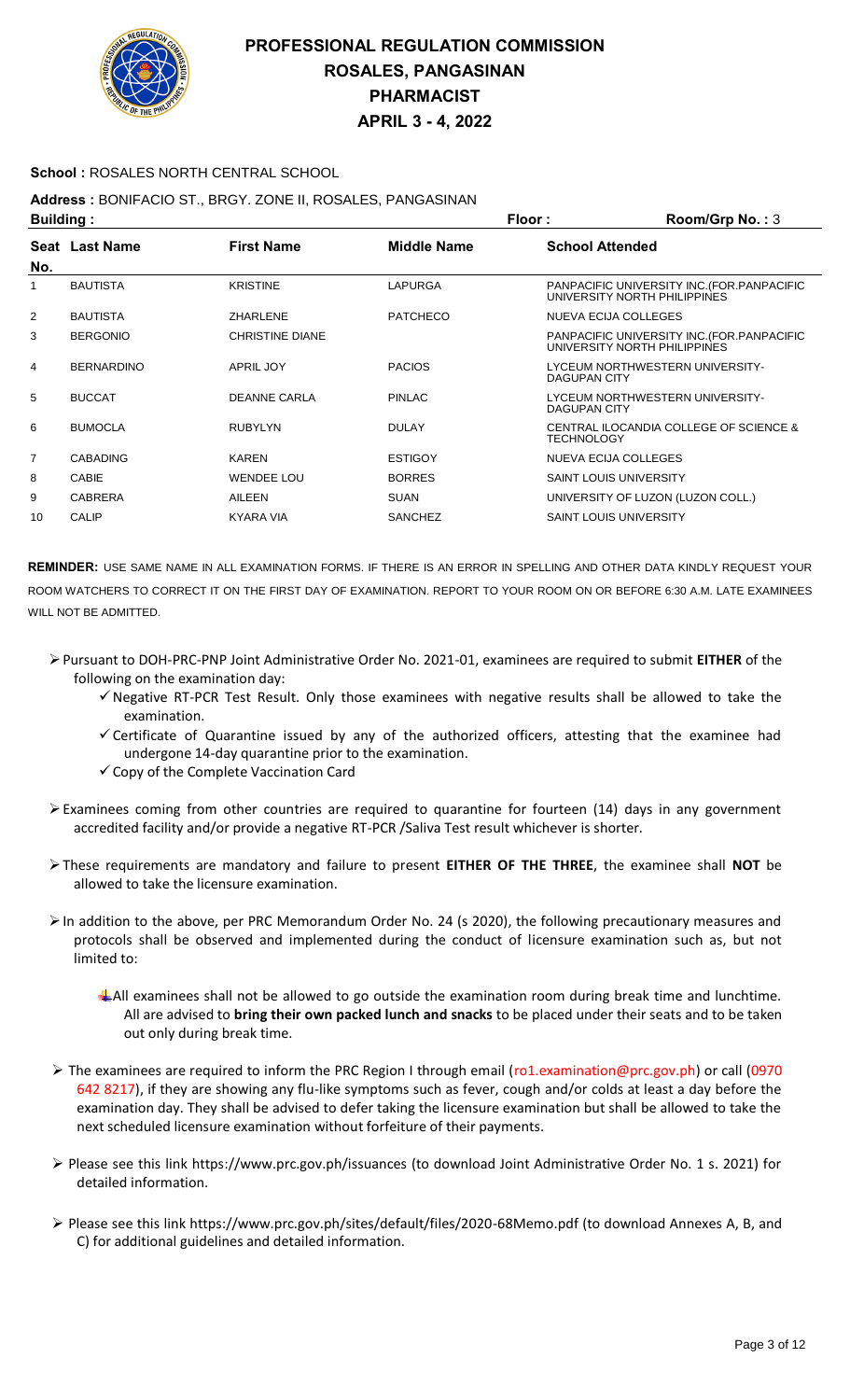# PROFESSIONAL REGULATION COMMISSION
# ROSALES, PANGASINAN
# PHARMACIST
# APRIL 3 - 4, 2022

**School :** ROSALES NORTH CENTRAL SCHOOL

**Address :** BONIFACIO ST., BRGY. ZONE II, ROSALES, PANGASINAN

**Building :** **Floor :** **Room/Grp No. :** 3

| Seat No. | Last Name | First Name | Middle Name | School Attended |
|---|---|---|---|---|
| 1 | BAUTISTA | KRISTINE | LAPURGA | PANPACIFIC UNIVERSITY INC.(FOR.PANPACIFIC UNIVERSITY NORTH PHILIPPINES |
| 2 | BAUTISTA | ZHARLENE | PATCHECO | NUEVA ECIJA COLLEGES |
| 3 | BERGONIO | CHRISTINE DIANE | | PANPACIFIC UNIVERSITY INC.(FOR.PANPACIFIC UNIVERSITY NORTH PHILIPPINES |
| 4 | BERNARDINO | APRIL JOY | PACIOS | LYCEUM NORTHWESTERN UNIVERSITY-DAGUPAN CITY |
| 5 | BUCCAT | DEANNE CARLA | PINLAC | LYCEUM NORTHWESTERN UNIVERSITY-DAGUPAN CITY |
| 6 | BUMOCLA | RUBYLYN | DULAY | CENTRAL ILOCANDIA COLLEGE OF SCIENCE & TECHNOLOGY |
| 7 | CABADING | KAREN | ESTIGOY | NUEVA ECIJA COLLEGES |
| 8 | CABIE | WENDEE LOU | BORRES | SAINT LOUIS UNIVERSITY |
| 9 | CABRERA | AILEEN | SUAN | UNIVERSITY OF LUZON (LUZON COLL.) |
| 10 | CALIP | KYARA VIA | SANCHEZ | SAINT LOUIS UNIVERSITY |

**REMINDER:** USE SAME NAME IN ALL EXAMINATION FORMS. IF THERE IS AN ERROR IN SPELLING AND OTHER DATA KINDLY REQUEST YOUR ROOM WATCHERS TO CORRECT IT ON THE FIRST DAY OF EXAMINATION. REPORT TO YOUR ROOM ON OR BEFORE 6:30 A.M. LATE EXAMINEES WILL NOT BE ADMITTED.

- Pursuant to DOH-PRC-PNP Joint Administrative Order No. 2021-01, examinees are required to submit **EITHER** of the following on the examination day:
  - ✓ Negative RT-PCR Test Result. Only those examinees with negative results shall be allowed to take the examination.
  - ✓ Certificate of Quarantine issued by any of the authorized officers, attesting that the examinee had undergone 14-day quarantine prior to the examination.
  - ✓ Copy of the Complete Vaccination Card
- Examinees coming from other countries are required to quarantine for fourteen (14) days in any government accredited facility and/or provide a negative RT-PCR /Saliva Test result whichever is shorter.
- These requirements are mandatory and failure to present **EITHER OF THE THREE**, the examinee shall **NOT** be allowed to take the licensure examination.
- In addition to the above, per PRC Memorandum Order No. 24 (s 2020), the following precautionary measures and protocols shall be observed and implemented during the conduct of licensure examination such as, but not limited to:
  - All examinees shall not be allowed to go outside the examination room during break time and lunchtime. All are advised to **bring their own packed lunch and snacks** to be placed under their seats and to be taken out only during break time.
- The examinees are required to inform the PRC Region I through email (ro1.examination@prc.gov.ph) or call (0970 642 8217), if they are showing any flu-like symptoms such as fever, cough and/or colds at least a day before the examination day. They shall be advised to defer taking the licensure examination but shall be allowed to take the next scheduled licensure examination without forfeiture of their payments.
- Please see this link https://www.prc.gov.ph/issuances (to download Joint Administrative Order No. 1 s. 2021) for detailed information.
- Please see this link https://www.prc.gov.ph/sites/default/files/2020-68Memo.pdf (to download Annexes A, B, and C) for additional guidelines and detailed information.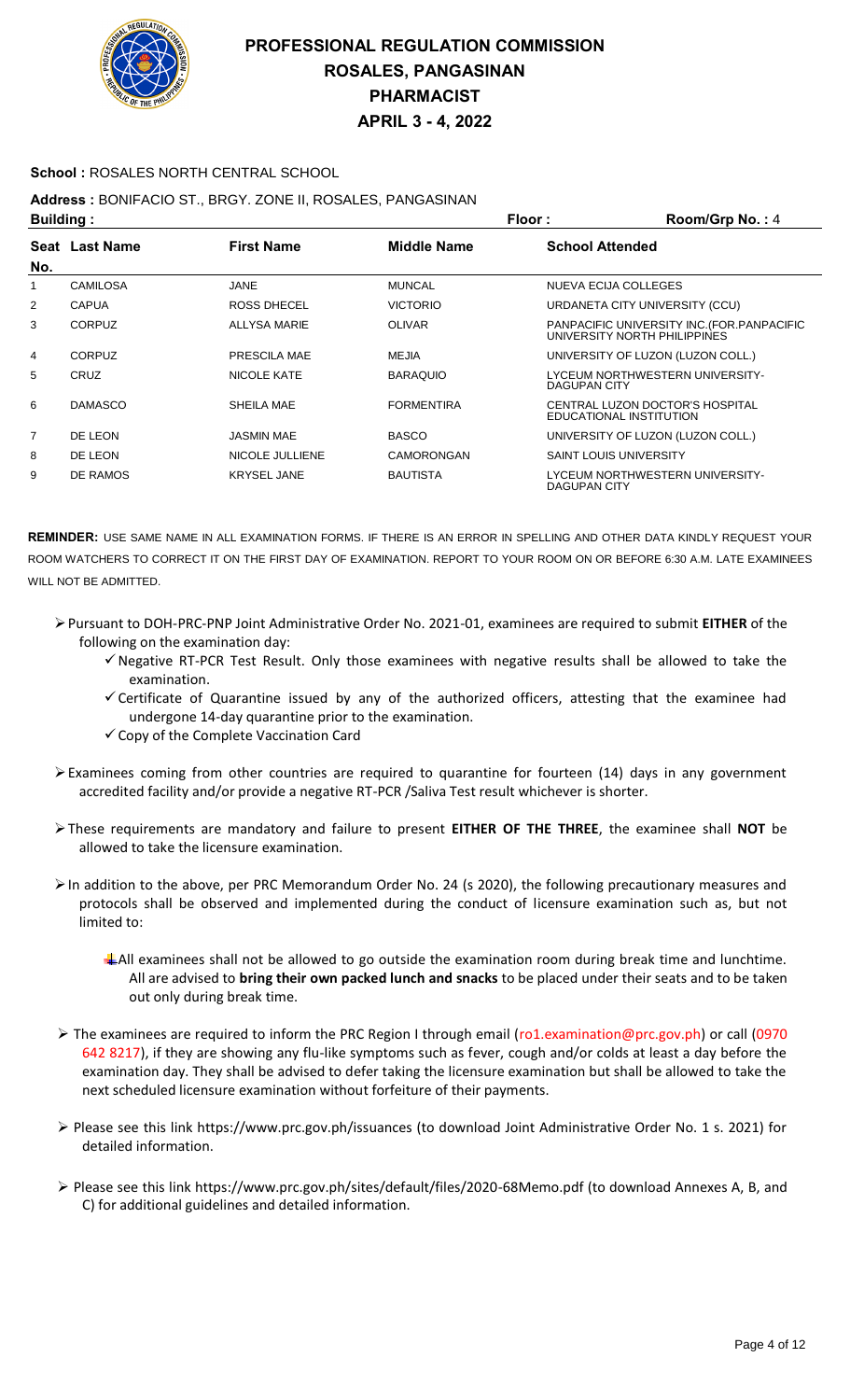# PROFESSIONAL REGULATION COMMISSION
## ROSALES, PANGASINAN
## PHARMACIST
## APRIL 3 - 4, 2022

**School :** ROSALES NORTH CENTRAL SCHOOL

**Address :** BONIFACIO ST., BRGY. ZONE II, ROSALES, PANGASINAN

**Building :** **Floor :** **Room/Grp No. :** 4

| Seat No. | Last Name | First Name | Middle Name | School Attended |
|---|---|---|---|---|
| 1 | CAMILOSA | JANE | MUNCAL | NUEVA ECIJA COLLEGES |
| 2 | CAPUA | ROSS DHECEL | VICTORIO | URDANETA CITY UNIVERSITY (CCU) |
| 3 | CORPUZ | ALLYSA MARIE | OLIVAR | PANPACIFIC UNIVERSITY INC.(FOR.PANPACIFIC UNIVERSITY NORTH PHILIPPINES |
| 4 | CORPUZ | PRESCILA MAE | MEJIA | UNIVERSITY OF LUZON (LUZON COLL.) |
| 5 | CRUZ | NICOLE KATE | BARAQUIO | LYCEUM NORTHWESTERN UNIVERSITY-DAGUPAN CITY |
| 6 | DAMASCO | SHEILA MAE | FORMENTIRA | CENTRAL LUZON DOCTOR'S HOSPITAL EDUCATIONAL INSTITUTION |
| 7 | DE LEON | JASMIN MAE | BASCO | UNIVERSITY OF LUZON (LUZON COLL.) |
| 8 | DE LEON | NICOLE JULLIENE | CAMORONGAN | SAINT LOUIS UNIVERSITY |
| 9 | DE RAMOS | KRYSEL JANE | BAUTISTA | LYCEUM NORTHWESTERN UNIVERSITY-DAGUPAN CITY |

**REMINDER:** USE SAME NAME IN ALL EXAMINATION FORMS. IF THERE IS AN ERROR IN SPELLING AND OTHER DATA KINDLY REQUEST YOUR ROOM WATCHERS TO CORRECT IT ON THE FIRST DAY OF EXAMINATION. REPORT TO YOUR ROOM ON OR BEFORE 6:30 A.M. LATE EXAMINEES WILL NOT BE ADMITTED.

- Pursuant to DOH-PRC-PNP Joint Administrative Order No. 2021-01, examinees are required to submit **EITHER** of the following on the examination day:
  - ✓ Negative RT-PCR Test Result. Only those examinees with negative results shall be allowed to take the examination.
  - ✓ Certificate of Quarantine issued by any of the authorized officers, attesting that the examinee had undergone 14-day quarantine prior to the examination.
  - ✓ Copy of the Complete Vaccination Card
- Examinees coming from other countries are required to quarantine for fourteen (14) days in any government accredited facility and/or provide a negative RT-PCR /Saliva Test result whichever is shorter.
- These requirements are mandatory and failure to present **EITHER OF THE THREE**, the examinee shall **NOT** be allowed to take the licensure examination.
- In addition to the above, per PRC Memorandum Order No. 24 (s 2020), the following precautionary measures and protocols shall be observed and implemented during the conduct of licensure examination such as, but not limited to:
  - All examinees shall not be allowed to go outside the examination room during break time and lunchtime. All are advised to **bring their own packed lunch and snacks** to be placed under their seats and to be taken out only during break time.
- The examinees are required to inform the PRC Region I through email (ro1.examination@prc.gov.ph) or call (0970 642 8217), if they are showing any flu-like symptoms such as fever, cough and/or colds at least a day before the examination day. They shall be advised to defer taking the licensure examination but shall be allowed to take the next scheduled licensure examination without forfeiture of their payments.
- Please see this link https://www.prc.gov.ph/issuances (to download Joint Administrative Order No. 1 s. 2021) for detailed information.
- Please see this link https://www.prc.gov.ph/sites/default/files/2020-68Memo.pdf (to download Annexes A, B, and C) for additional guidelines and detailed information.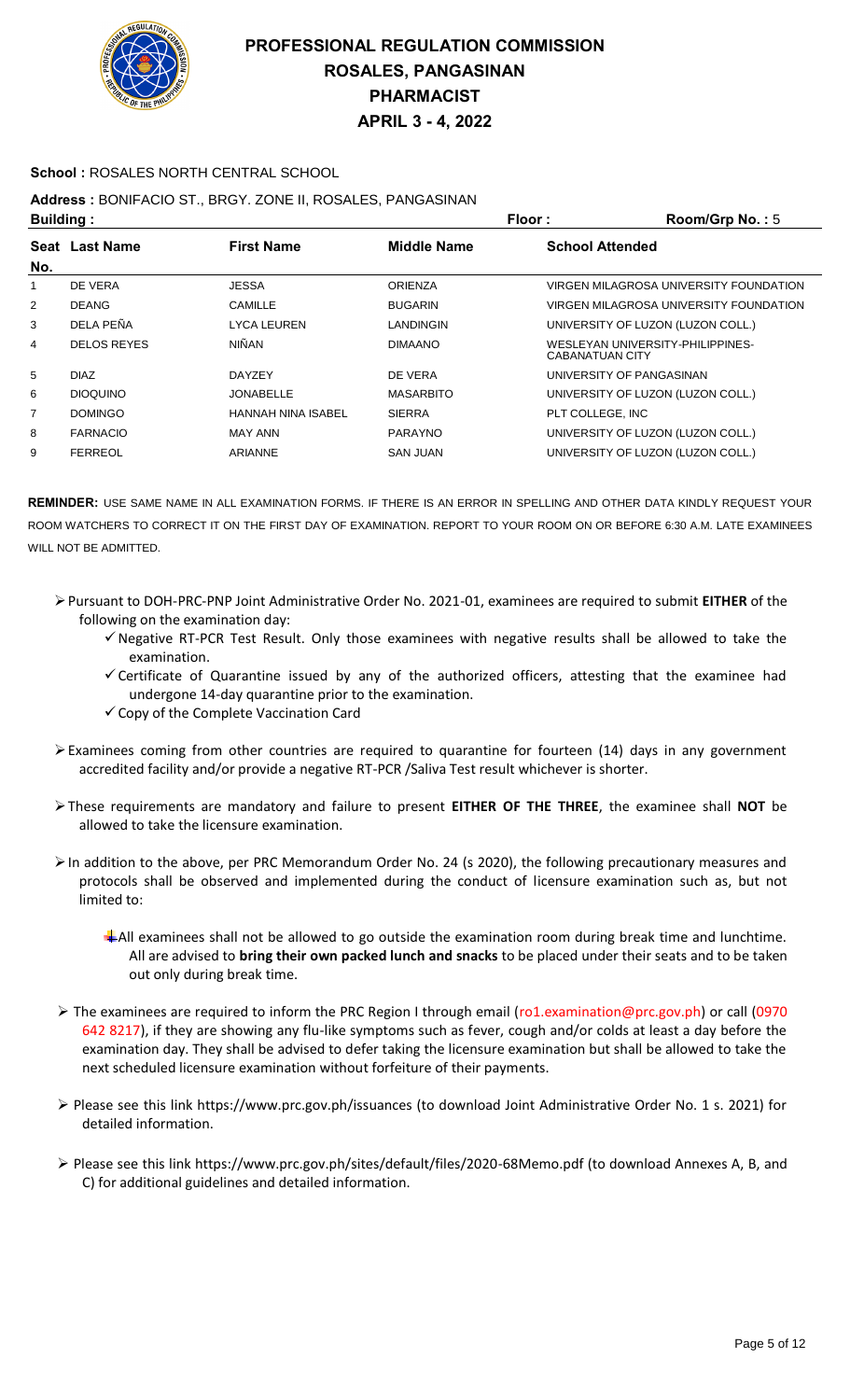# PROFESSIONAL REGULATION COMMISSION
# ROSALES, PANGASINAN
# PHARMACIST
# APRIL 3 - 4, 2022

**School :** ROSALES NORTH CENTRAL SCHOOL

**Address :** BONIFACIO ST., BRGY. ZONE II, ROSALES, PANGASINAN

**Building :** **Floor :** **Room/Grp No. :** 5

| Seat No. | Last Name | First Name | Middle Name | School Attended |
|---|---|---|---|---|
| 1 | DE VERA | JESSA | ORIENZA | VIRGEN MILAGROSA UNIVERSITY FOUNDATION |
| 2 | DEANG | CAMILLE | BUGARIN | VIRGEN MILAGROSA UNIVERSITY FOUNDATION |
| 3 | DELA PEÑA | LYCA LEUREN | LANDINGIN | UNIVERSITY OF LUZON (LUZON COLL.) |
| 4 | DELOS REYES | NIÑAN | DIMAANO | WESLEYAN UNIVERSITY-PHILIPPINES-CABANATUAN CITY |
| 5 | DIAZ | DAYZEY | DE VERA | UNIVERSITY OF PANGASINAN |
| 6 | DIOQUINO | JONABELLE | MASARBITO | UNIVERSITY OF LUZON (LUZON COLL.) |
| 7 | DOMINGO | HANNAH NINA ISABEL | SIERRA | PLT COLLEGE, INC |
| 8 | FARNACIO | MAY ANN | PARAYNO | UNIVERSITY OF LUZON (LUZON COLL.) |
| 9 | FERREOL | ARIANNE | SAN JUAN | UNIVERSITY OF LUZON (LUZON COLL.) |

**REMINDER:** USE SAME NAME IN ALL EXAMINATION FORMS. IF THERE IS AN ERROR IN SPELLING AND OTHER DATA KINDLY REQUEST YOUR ROOM WATCHERS TO CORRECT IT ON THE FIRST DAY OF EXAMINATION. REPORT TO YOUR ROOM ON OR BEFORE 6:30 A.M. LATE EXAMINEES WILL NOT BE ADMITTED.

- Pursuant to DOH-PRC-PNP Joint Administrative Order No. 2021-01, examinees are required to submit **EITHER** of the following on the examination day:
  - ✓ Negative RT-PCR Test Result. Only those examinees with negative results shall be allowed to take the examination.
  - ✓ Certificate of Quarantine issued by any of the authorized officers, attesting that the examinee had undergone 14-day quarantine prior to the examination.
  - ✓ Copy of the Complete Vaccination Card

- Examinees coming from other countries are required to quarantine for fourteen (14) days in any government accredited facility and/or provide a negative RT-PCR /Saliva Test result whichever is shorter.

- These requirements are mandatory and failure to present **EITHER OF THE THREE**, the examinee shall **NOT** be allowed to take the licensure examination.

- In addition to the above, per PRC Memorandum Order No. 24 (s 2020), the following precautionary measures and protocols shall be observed and implemented during the conduct of licensure examination such as, but not limited to:
  - All examinees shall not be allowed to go outside the examination room during break time and lunchtime. All are advised to **bring their own packed lunch and snacks** to be placed under their seats and to be taken out only during break time.

- The examinees are required to inform the PRC Region I through email (ro1.examination@prc.gov.ph) or call (0970 642 8217), if they are showing any flu-like symptoms such as fever, cough and/or colds at least a day before the examination day. They shall be advised to defer taking the licensure examination but shall be allowed to take the next scheduled licensure examination without forfeiture of their payments.

- Please see this link https://www.prc.gov.ph/issuances (to download Joint Administrative Order No. 1 s. 2021) for detailed information.

- Please see this link https://www.prc.gov.ph/sites/default/files/2020-68Memo.pdf (to download Annexes A, B, and C) for additional guidelines and detailed information.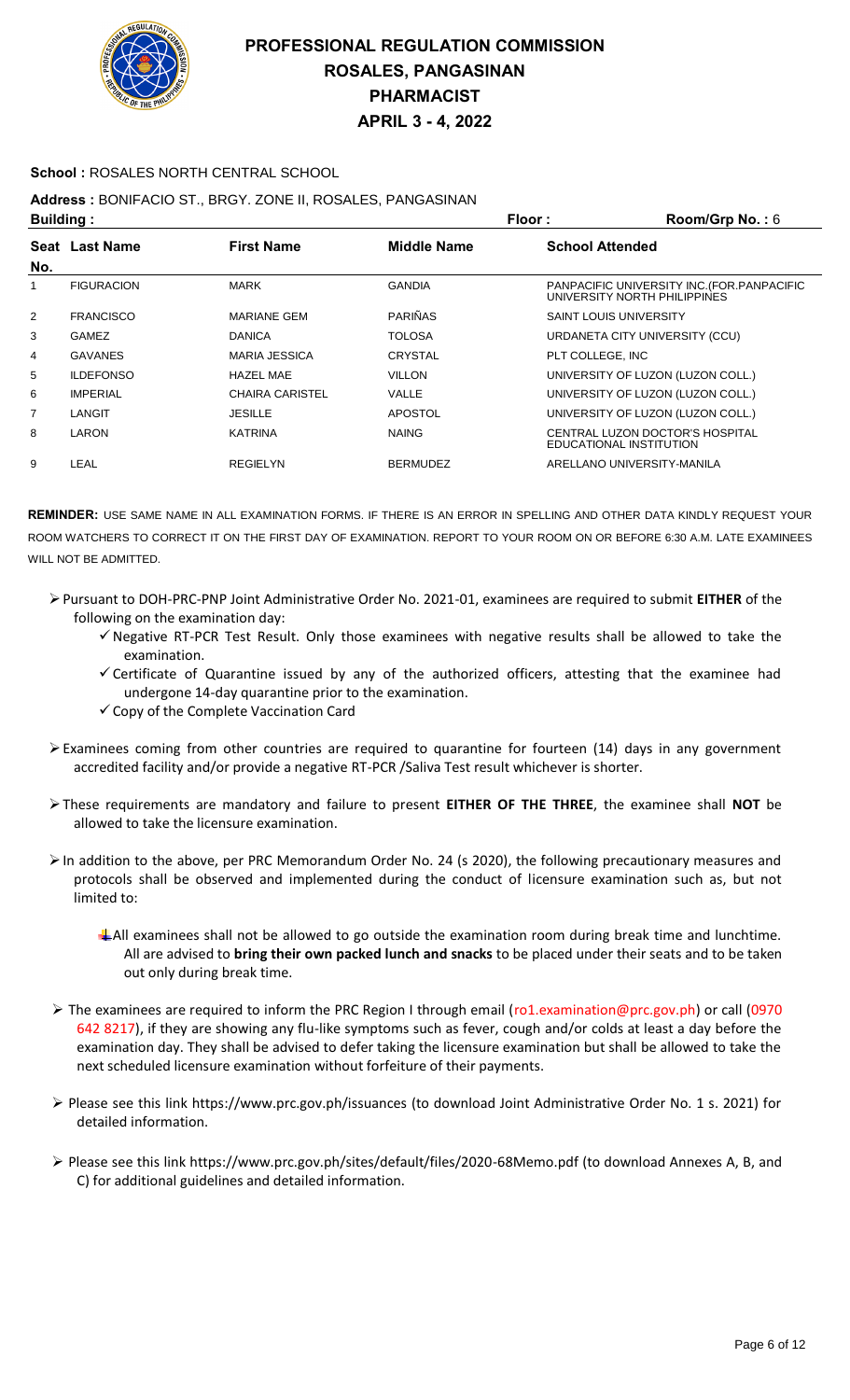# PROFESSIONAL REGULATION COMMISSION
## ROSALES, PANGASINAN
## PHARMACIST
## APRIL 3 - 4, 2022

**School :** ROSALES NORTH CENTRAL SCHOOL

**Address :** BONIFACIO ST., BRGY. ZONE II, ROSALES, PANGASINAN

**Building :** **Floor :** **Room/Grp No. :** 6

| Seat No. | Last Name | First Name | Middle Name | School Attended |
|---|---|---|---|---|
| 1 | FIGURACION | MARK | GANDIA | PANPACIFIC UNIVERSITY INC.(FOR.PANPACIFIC UNIVERSITY NORTH PHILIPPINES |
| 2 | FRANCISCO | MARIANE GEM | PARIÑAS | SAINT LOUIS UNIVERSITY |
| 3 | GAMEZ | DANICA | TOLOSA | URDANETA CITY UNIVERSITY (CCU) |
| 4 | GAVANES | MARIA JESSICA | CRYSTAL | PLT COLLEGE, INC |
| 5 | ILDEFONSO | HAZEL MAE | VILLON | UNIVERSITY OF LUZON (LUZON COLL.) |
| 6 | IMPERIAL | CHAIRA CARISTEL | VALLE | UNIVERSITY OF LUZON (LUZON COLL.) |
| 7 | LANGIT | JESILLE | APOSTOL | UNIVERSITY OF LUZON (LUZON COLL.) |
| 8 | LARON | KATRINA | NAING | CENTRAL LUZON DOCTOR'S HOSPITAL EDUCATIONAL INSTITUTION |
| 9 | LEAL | REGIELYN | BERMUDEZ | ARELLANO UNIVERSITY-MANILA |

**REMINDER:** USE SAME NAME IN ALL EXAMINATION FORMS. IF THERE IS AN ERROR IN SPELLING AND OTHER DATA KINDLY REQUEST YOUR ROOM WATCHERS TO CORRECT IT ON THE FIRST DAY OF EXAMINATION. REPORT TO YOUR ROOM ON OR BEFORE 6:30 A.M. LATE EXAMINEES WILL NOT BE ADMITTED.

- Pursuant to DOH-PRC-PNP Joint Administrative Order No. 2021-01, examinees are required to submit **EITHER** of the following on the examination day:
  - Negative RT-PCR Test Result. Only those examinees with negative results shall be allowed to take the examination.
  - Certificate of Quarantine issued by any of the authorized officers, attesting that the examinee had undergone 14-day quarantine prior to the examination.
  - Copy of the Complete Vaccination Card
- Examinees coming from other countries are required to quarantine for fourteen (14) days in any government accredited facility and/or provide a negative RT-PCR /Saliva Test result whichever is shorter.
- These requirements are mandatory and failure to present **EITHER OF THE THREE**, the examinee shall **NOT** be allowed to take the licensure examination.
- In addition to the above, per PRC Memorandum Order No. 24 (s 2020), the following precautionary measures and protocols shall be observed and implemented during the conduct of licensure examination such as, but not limited to:
  - All examinees shall not be allowed to go outside the examination room during break time and lunchtime. All are advised to **bring their own packed lunch and snacks** to be placed under their seats and to be taken out only during break time.
- The examinees are required to inform the PRC Region I through email (ro1.examination@prc.gov.ph) or call (0970 642 8217), if they are showing any flu-like symptoms such as fever, cough and/or colds at least a day before the examination day. They shall be advised to defer taking the licensure examination but shall be allowed to take the next scheduled licensure examination without forfeiture of their payments.
- Please see this link https://www.prc.gov.ph/issuances (to download Joint Administrative Order No. 1 s. 2021) for detailed information.
- Please see this link https://www.prc.gov.ph/sites/default/files/2020-68Memo.pdf (to download Annexes A, B, and C) for additional guidelines and detailed information.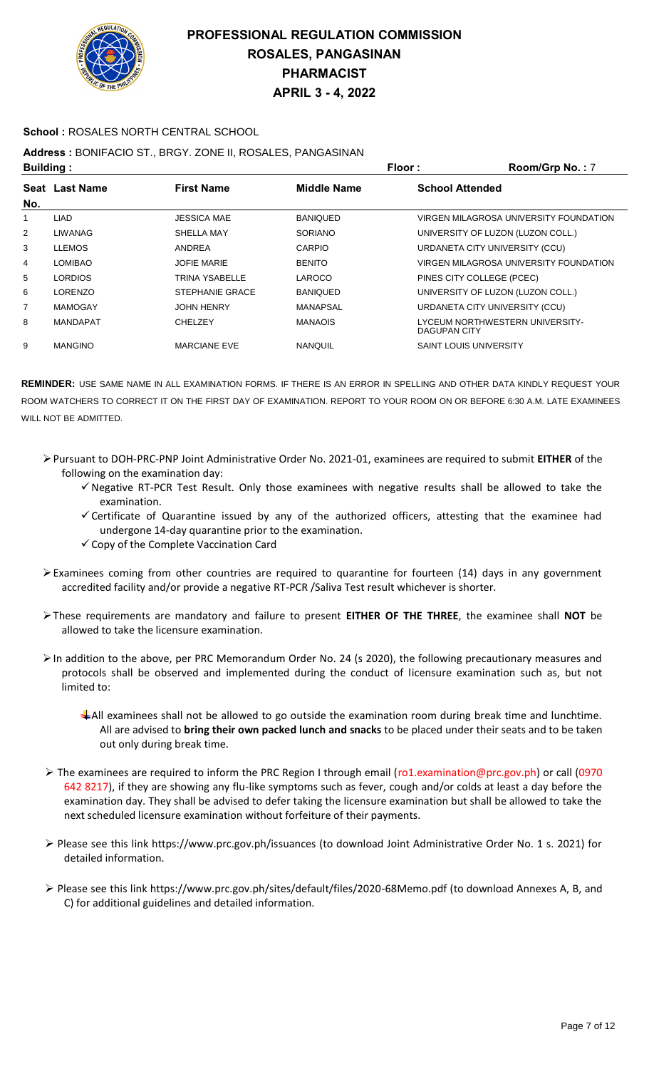# PROFESSIONAL REGULATION COMMISSION
## ROSALES, PANGASINAN
## PHARMACIST
## APRIL 3 - 4, 2022

**School :** ROSALES NORTH CENTRAL SCHOOL

**Address :** BONIFACIO ST., BRGY. ZONE II, ROSALES, PANGASINAN

**Building :** **Floor :** **Room/Grp No. :** 7

| Seat No. | Last Name | First Name | Middle Name | School Attended |
|---|---|---|---|---|
| 1 | LIAD | JESSICA MAE | BANIQUED | VIRGEN MILAGROSA UNIVERSITY FOUNDATION |
| 2 | LIWANAG | SHELLA MAY | SORIANO | UNIVERSITY OF LUZON (LUZON COLL.) |
| 3 | LLEMOS | ANDREA | CARPIO | URDANETA CITY UNIVERSITY (CCU) |
| 4 | LOMIBAO | JOFIE MARIE | BENITO | VIRGEN MILAGROSA UNIVERSITY FOUNDATION |
| 5 | LORDIOS | TRINA YSABELLE | LAROCO | PINES CITY COLLEGE (PCEC) |
| 6 | LORENZO | STEPHANIE GRACE | BANIQUED | UNIVERSITY OF LUZON (LUZON COLL.) |
| 7 | MAMOGAY | JOHN HENRY | MANAPSAL | URDANETA CITY UNIVERSITY (CCU) |
| 8 | MANDAPAT | CHELZEY | MANAOIS | LYCEUM NORTHWESTERN UNIVERSITY-DAGUPAN CITY |
| 9 | MANGINO | MARCIANE EVE | NANQUIL | SAINT LOUIS UNIVERSITY |

**REMINDER:** USE SAME NAME IN ALL EXAMINATION FORMS. IF THERE IS AN ERROR IN SPELLING AND OTHER DATA KINDLY REQUEST YOUR ROOM WATCHERS TO CORRECT IT ON THE FIRST DAY OF EXAMINATION. REPORT TO YOUR ROOM ON OR BEFORE 6:30 A.M. LATE EXAMINEES WILL NOT BE ADMITTED.

- Pursuant to DOH-PRC-PNP Joint Administrative Order No. 2021-01, examinees are required to submit **EITHER** of the following on the examination day:
  - ✓ Negative RT-PCR Test Result. Only those examinees with negative results shall be allowed to take the examination.
  - ✓ Certificate of Quarantine issued by any of the authorized officers, attesting that the examinee had undergone 14-day quarantine prior to the examination.
  - ✓ Copy of the Complete Vaccination Card
- Examinees coming from other countries are required to quarantine for fourteen (14) days in any government accredited facility and/or provide a negative RT-PCR /Saliva Test result whichever is shorter.
- These requirements are mandatory and failure to present **EITHER OF THE THREE**, the examinee shall **NOT** be allowed to take the licensure examination.
- In addition to the above, per PRC Memorandum Order No. 24 (s 2020), the following precautionary measures and protocols shall be observed and implemented during the conduct of licensure examination such as, but not limited to:
  - All examinees shall not be allowed to go outside the examination room during break time and lunchtime. All are advised to **bring their own packed lunch and snacks** to be placed under their seats and to be taken out only during break time.
- The examinees are required to inform the PRC Region I through email (ro1.examination@prc.gov.ph) or call (0970 642 8217), if they are showing any flu-like symptoms such as fever, cough and/or colds at least a day before the examination day. They shall be advised to defer taking the licensure examination but shall be allowed to take the next scheduled licensure examination without forfeiture of their payments.
- Please see this link https://www.prc.gov.ph/issuances (to download Joint Administrative Order No. 1 s. 2021) for detailed information.
- Please see this link https://www.prc.gov.ph/sites/default/files/2020-68Memo.pdf (to download Annexes A, B, and C) for additional guidelines and detailed information.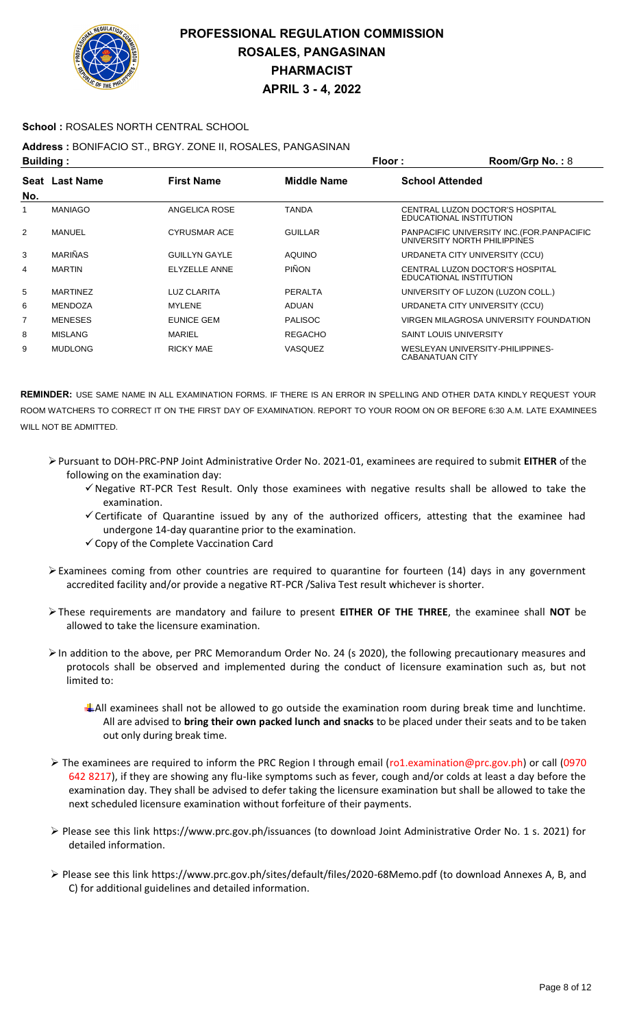# PROFESSIONAL REGULATION COMMISSION
## ROSALES, PANGASINAN
## PHARMACIST
## APRIL 3 - 4, 2022

**School :** ROSALES NORTH CENTRAL SCHOOL

**Address :** BONIFACIO ST., BRGY. ZONE II, ROSALES, PANGASINAN

**Building :** **Floor :** **Room/Grp No. :** 8

| Seat No. | Last Name | First Name | Middle Name | School Attended |
|---|---|---|---|---|
| 1 | MANIAGO | ANGELICA ROSE | TANDA | CENTRAL LUZON DOCTOR'S HOSPITAL EDUCATIONAL INSTITUTION |
| 2 | MANUEL | CYRUSMAR ACE | GUILLAR | PANPACIFIC UNIVERSITY INC.(FOR.PANPACIFIC UNIVERSITY NORTH PHILIPPINES |
| 3 | MARIÑAS | GUILLYN GAYLE | AQUINO | URDANETA CITY UNIVERSITY (CCU) |
| 4 | MARTIN | ELYZELLE ANNE | PIÑON | CENTRAL LUZON DOCTOR'S HOSPITAL EDUCATIONAL INSTITUTION |
| 5 | MARTINEZ | LUZ CLARITA | PERALTA | UNIVERSITY OF LUZON (LUZON COLL.) |
| 6 | MENDOZA | MYLENE | ADUAN | URDANETA CITY UNIVERSITY (CCU) |
| 7 | MENESES | EUNICE GEM | PALISOC | VIRGEN MILAGROSA UNIVERSITY FOUNDATION |
| 8 | MISLANG | MARIEL | REGACHO | SAINT LOUIS UNIVERSITY |
| 9 | MUDLONG | RICKY MAE | VASQUEZ | WESLEYAN UNIVERSITY-PHILIPPINES-CABANATUAN CITY |

**REMINDER:** USE SAME NAME IN ALL EXAMINATION FORMS. IF THERE IS AN ERROR IN SPELLING AND OTHER DATA KINDLY REQUEST YOUR ROOM WATCHERS TO CORRECT IT ON THE FIRST DAY OF EXAMINATION. REPORT TO YOUR ROOM ON OR BEFORE 6:30 A.M. LATE EXAMINEES WILL NOT BE ADMITTED.

- Pursuant to DOH-PRC-PNP Joint Administrative Order No. 2021-01, examinees are required to submit **EITHER** of the following on the examination day:
  - ✓ Negative RT-PCR Test Result. Only those examinees with negative results shall be allowed to take the examination.
  - ✓ Certificate of Quarantine issued by any of the authorized officers, attesting that the examinee had undergone 14-day quarantine prior to the examination.
  - ✓ Copy of the Complete Vaccination Card
- Examinees coming from other countries are required to quarantine for fourteen (14) days in any government accredited facility and/or provide a negative RT-PCR /Saliva Test result whichever is shorter.
- These requirements are mandatory and failure to present **EITHER OF THE THREE**, the examinee shall **NOT** be allowed to take the licensure examination.
- In addition to the above, per PRC Memorandum Order No. 24 (s 2020), the following precautionary measures and protocols shall be observed and implemented during the conduct of licensure examination such as, but not limited to:
  - All examinees shall not be allowed to go outside the examination room during break time and lunchtime. All are advised to **bring their own packed lunch and snacks** to be placed under their seats and to be taken out only during break time.
- The examinees are required to inform the PRC Region I through email (ro1.examination@prc.gov.ph) or call (0970 642 8217), if they are showing any flu-like symptoms such as fever, cough and/or colds at least a day before the examination day. They shall be advised to defer taking the licensure examination but shall be allowed to take the next scheduled licensure examination without forfeiture of their payments.
- Please see this link https://www.prc.gov.ph/issuances (to download Joint Administrative Order No. 1 s. 2021) for detailed information.
- Please see this link https://www.prc.gov.ph/sites/default/files/2020-68Memo.pdf (to download Annexes A, B, and C) for additional guidelines and detailed information.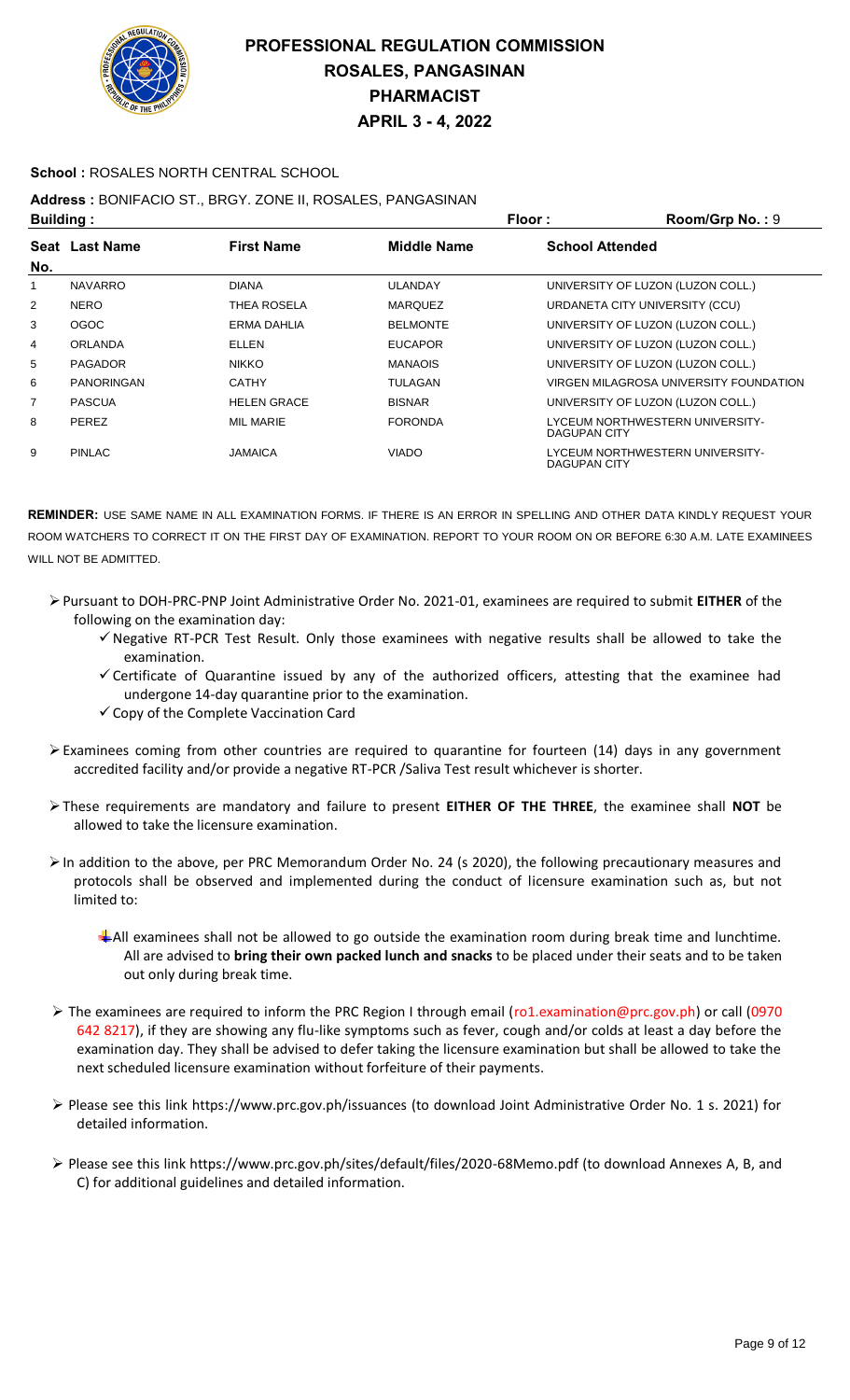# PROFESSIONAL REGULATION COMMISSION
# ROSALES, PANGASINAN
# PHARMACIST
# APRIL 3 - 4, 2022

**School :** ROSALES NORTH CENTRAL SCHOOL

**Address :** BONIFACIO ST., BRGY. ZONE II, ROSALES, PANGASINAN

**Building :** **Floor :** **Room/Grp No. :** 9

| Seat No. | Last Name | First Name | Middle Name | School Attended |
|---|---|---|---|---|
| 1 | NAVARRO | DIANA | ULANDAY | UNIVERSITY OF LUZON (LUZON COLL.) |
| 2 | NERO | THEA ROSELA | MARQUEZ | URDANETA CITY UNIVERSITY (CCU) |
| 3 | OGOC | ERMA DAHLIA | BELMONTE | UNIVERSITY OF LUZON (LUZON COLL.) |
| 4 | ORLANDA | ELLEN | EUCAPOR | UNIVERSITY OF LUZON (LUZON COLL.) |
| 5 | PAGADOR | NIKKO | MANAOIS | UNIVERSITY OF LUZON (LUZON COLL.) |
| 6 | PANORINGAN | CATHY | TULAGAN | VIRGEN MILAGROSA UNIVERSITY FOUNDATION |
| 7 | PASCUA | HELEN GRACE | BISNAR | UNIVERSITY OF LUZON (LUZON COLL.) |
| 8 | PEREZ | MIL MARIE | FORONDA | LYCEUM NORTHWESTERN UNIVERSITY-DAGUPAN CITY |
| 9 | PINLAC | JAMAICA | VIADO | LYCEUM NORTHWESTERN UNIVERSITY-DAGUPAN CITY |

**REMINDER:** USE SAME NAME IN ALL EXAMINATION FORMS. IF THERE IS AN ERROR IN SPELLING AND OTHER DATA KINDLY REQUEST YOUR ROOM WATCHERS TO CORRECT IT ON THE FIRST DAY OF EXAMINATION. REPORT TO YOUR ROOM ON OR BEFORE 6:30 A.M. LATE EXAMINEES WILL NOT BE ADMITTED.

- Pursuant to DOH-PRC-PNP Joint Administrative Order No. 2021-01, examinees are required to submit **EITHER** of the following on the examination day:
  - ✓ Negative RT-PCR Test Result. Only those examinees with negative results shall be allowed to take the examination.
  - ✓ Certificate of Quarantine issued by any of the authorized officers, attesting that the examinee had undergone 14-day quarantine prior to the examination.
  - ✓ Copy of the Complete Vaccination Card
- Examinees coming from other countries are required to quarantine for fourteen (14) days in any government accredited facility and/or provide a negative RT-PCR /Saliva Test result whichever is shorter.
- These requirements are mandatory and failure to present **EITHER OF THE THREE**, the examinee shall **NOT** be allowed to take the licensure examination.
- In addition to the above, per PRC Memorandum Order No. 24 (s 2020), the following precautionary measures and protocols shall be observed and implemented during the conduct of licensure examination such as, but not limited to:
  - All examinees shall not be allowed to go outside the examination room during break time and lunchtime. All are advised to **bring their own packed lunch and snacks** to be placed under their seats and to be taken out only during break time.
- The examinees are required to inform the PRC Region I through email (ro1.examination@prc.gov.ph) or call (0970 642 8217), if they are showing any flu-like symptoms such as fever, cough and/or colds at least a day before the examination day. They shall be advised to defer taking the licensure examination but shall be allowed to take the next scheduled licensure examination without forfeiture of their payments.
- Please see this link https://www.prc.gov.ph/issuances (to download Joint Administrative Order No. 1 s. 2021) for detailed information.
- Please see this link https://www.prc.gov.ph/sites/default/files/2020-68Memo.pdf (to download Annexes A, B, and C) for additional guidelines and detailed information.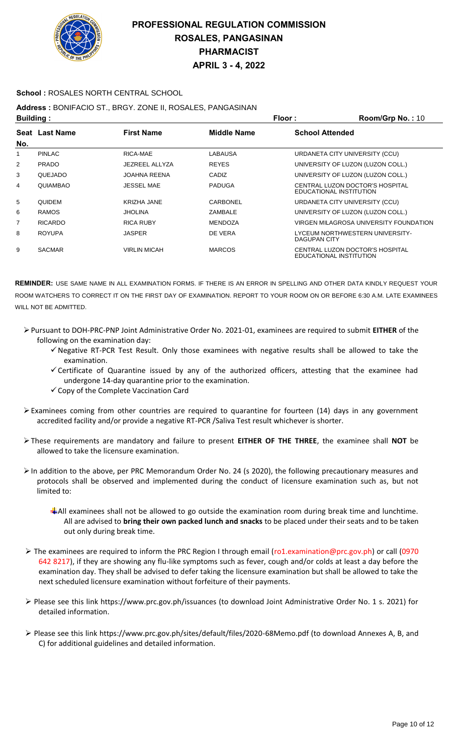# PROFESSIONAL REGULATION COMMISSION
## ROSALES, PANGASINAN
## PHARMACIST
## APRIL 3 - 4, 2022

**School :** ROSALES NORTH CENTRAL SCHOOL

**Address :** BONIFACIO ST., BRGY. ZONE II, ROSALES, PANGASINAN

**Building :** **Floor :** **Room/Grp No. :** 10

| Seat No. | Last Name | First Name | Middle Name | School Attended |
|---|---|---|---|---|
| 1 | PINLAC | RICA-MAE | LABAUSA | URDANETA CITY UNIVERSITY (CCU) |
| 2 | PRADO | JEZREEL ALLYZA | REYES | UNIVERSITY OF LUZON (LUZON COLL.) |
| 3 | QUEJADO | JOAHNA REENA | CADIZ | UNIVERSITY OF LUZON (LUZON COLL.) |
| 4 | QUIAMBAO | JESSEL MAE | PADUGA | CENTRAL LUZON DOCTOR'S HOSPITAL EDUCATIONAL INSTITUTION |
| 5 | QUIDEM | KRIZHA JANE | CARBONEL | URDANETA CITY UNIVERSITY (CCU) |
| 6 | RAMOS | JHOLINA | ZAMBALE | UNIVERSITY OF LUZON (LUZON COLL.) |
| 7 | RICARDO | RICA RUBY | MENDOZA | VIRGEN MILAGROSA UNIVERSITY FOUNDATION |
| 8 | ROYUPA | JASPER | DE VERA | LYCEUM NORTHWESTERN UNIVERSITY-DAGUPAN CITY |
| 9 | SACMAR | VIRLIN MICAH | MARCOS | CENTRAL LUZON DOCTOR'S HOSPITAL EDUCATIONAL INSTITUTION |

**REMINDER:** USE SAME NAME IN ALL EXAMINATION FORMS. IF THERE IS AN ERROR IN SPELLING AND OTHER DATA KINDLY REQUEST YOUR ROOM WATCHERS TO CORRECT IT ON THE FIRST DAY OF EXAMINATION. REPORT TO YOUR ROOM ON OR BEFORE 6:30 A.M. LATE EXAMINEES WILL NOT BE ADMITTED.

- Pursuant to DOH-PRC-PNP Joint Administrative Order No. 2021-01, examinees are required to submit **EITHER** of the following on the examination day:
  - ✓ Negative RT-PCR Test Result. Only those examinees with negative results shall be allowed to take the examination.
  - ✓ Certificate of Quarantine issued by any of the authorized officers, attesting that the examinee had undergone 14-day quarantine prior to the examination.
  - ✓ Copy of the Complete Vaccination Card
- Examinees coming from other countries are required to quarantine for fourteen (14) days in any government accredited facility and/or provide a negative RT-PCR /Saliva Test result whichever is shorter.
- These requirements are mandatory and failure to present **EITHER OF THE THREE**, the examinee shall **NOT** be allowed to take the licensure examination.
- In addition to the above, per PRC Memorandum Order No. 24 (s 2020), the following precautionary measures and protocols shall be observed and implemented during the conduct of licensure examination such as, but not limited to:
  - All examinees shall not be allowed to go outside the examination room during break time and lunchtime. All are advised to **bring their own packed lunch and snacks** to be placed under their seats and to be taken out only during break time.
- The examinees are required to inform the PRC Region I through email (ro1.examination@prc.gov.ph) or call (0970 642 8217), if they are showing any flu-like symptoms such as fever, cough and/or colds at least a day before the examination day. They shall be advised to defer taking the licensure examination but shall be allowed to take the next scheduled licensure examination without forfeiture of their payments.
- Please see this link https://www.prc.gov.ph/issuances (to download Joint Administrative Order No. 1 s. 2021) for detailed information.
- Please see this link https://www.prc.gov.ph/sites/default/files/2020-68Memo.pdf (to download Annexes A, B, and C) for additional guidelines and detailed information.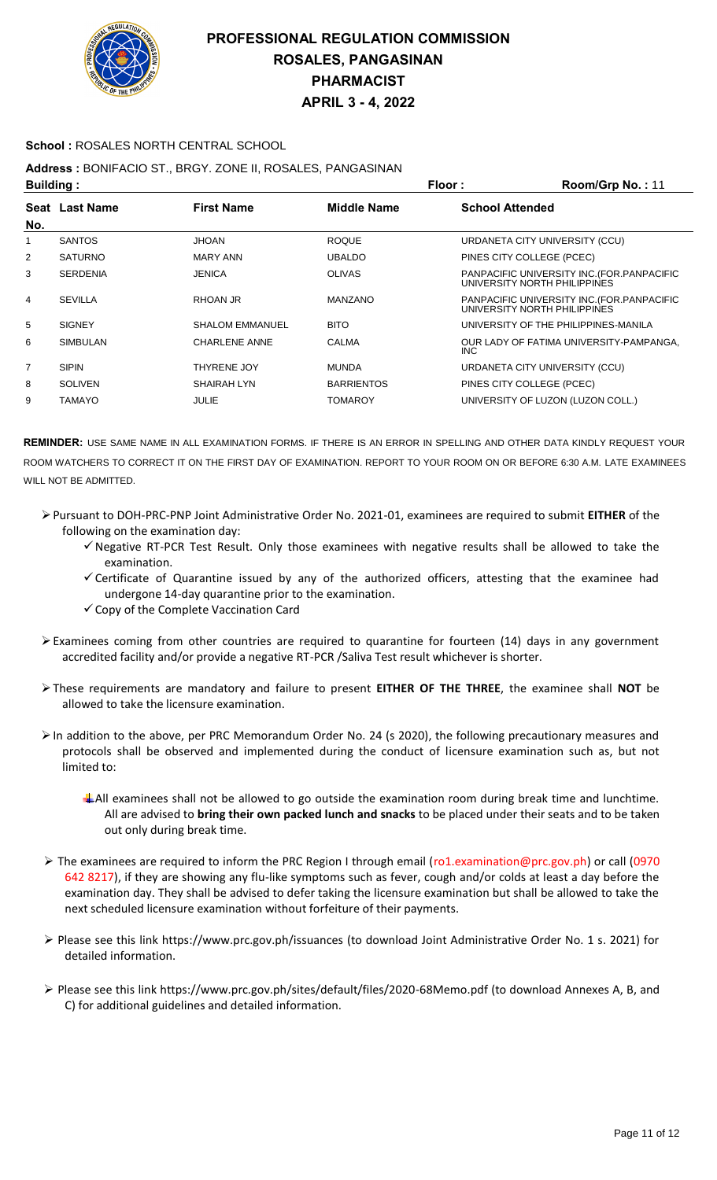# PROFESSIONAL REGULATION COMMISSION
## ROSALES, PANGASINAN
## PHARMACIST
## APRIL 3 - 4, 2022

**School :** ROSALES NORTH CENTRAL SCHOOL

**Address :** BONIFACIO ST., BRGY. ZONE II, ROSALES, PANGASINAN

**Building :** **Floor :** **Room/Grp No. :** 11

| Seat No. | Last Name | First Name | Middle Name | School Attended |
|---|---|---|---|---|
| 1 | SANTOS | JHOAN | ROQUE | URDANETA CITY UNIVERSITY (CCU) |
| 2 | SATURNO | MARY ANN | UBALDO | PINES CITY COLLEGE (PCEC) |
| 3 | SERDENIA | JENICA | OLIVAS | PANPACIFIC UNIVERSITY INC.(FOR.PANPACIFIC UNIVERSITY NORTH PHILIPPINES |
| 4 | SEVILLA | RHOAN JR | MANZANO | PANPACIFIC UNIVERSITY INC.(FOR.PANPACIFIC UNIVERSITY NORTH PHILIPPINES |
| 5 | SIGNEY | SHALOM EMMANUEL | BITO | UNIVERSITY OF THE PHILIPPINES-MANILA |
| 6 | SIMBULAN | CHARLENE ANNE | CALMA | OUR LADY OF FATIMA UNIVERSITY-PAMPANGA, INC |
| 7 | SIPIN | THYRENE JOY | MUNDA | URDANETA CITY UNIVERSITY (CCU) |
| 8 | SOLIVEN | SHAIRAH LYN | BARRIENTOS | PINES CITY COLLEGE (PCEC) |
| 9 | TAMAYO | JULIE | TOMAROY | UNIVERSITY OF LUZON (LUZON COLL.) |

**REMINDER:** USE SAME NAME IN ALL EXAMINATION FORMS. IF THERE IS AN ERROR IN SPELLING AND OTHER DATA KINDLY REQUEST YOUR ROOM WATCHERS TO CORRECT IT ON THE FIRST DAY OF EXAMINATION. REPORT TO YOUR ROOM ON OR BEFORE 6:30 A.M. LATE EXAMINEES WILL NOT BE ADMITTED.

- Pursuant to DOH-PRC-PNP Joint Administrative Order No. 2021-01, examinees are required to submit **EITHER** of the following on the examination day:
  - ✓ Negative RT-PCR Test Result. Only those examinees with negative results shall be allowed to take the examination.
  - ✓ Certificate of Quarantine issued by any of the authorized officers, attesting that the examinee had undergone 14-day quarantine prior to the examination.
  - ✓ Copy of the Complete Vaccination Card
- Examinees coming from other countries are required to quarantine for fourteen (14) days in any government accredited facility and/or provide a negative RT-PCR /Saliva Test result whichever is shorter.
- These requirements are mandatory and failure to present **EITHER OF THE THREE**, the examinee shall **NOT** be allowed to take the licensure examination.
- In addition to the above, per PRC Memorandum Order No. 24 (s 2020), the following precautionary measures and protocols shall be observed and implemented during the conduct of licensure examination such as, but not limited to:
  - All examinees shall not be allowed to go outside the examination room during break time and lunchtime. All are advised to **bring their own packed lunch and snacks** to be placed under their seats and to be taken out only during break time.
- The examinees are required to inform the PRC Region I through email (ro1.examination@prc.gov.ph) or call (0970 642 8217), if they are showing any flu-like symptoms such as fever, cough and/or colds at least a day before the examination day. They shall be advised to defer taking the licensure examination but shall be allowed to take the next scheduled licensure examination without forfeiture of their payments.
- Please see this link https://www.prc.gov.ph/issuances (to download Joint Administrative Order No. 1 s. 2021) for detailed information.
- Please see this link https://www.prc.gov.ph/sites/default/files/2020-68Memo.pdf (to download Annexes A, B, and C) for additional guidelines and detailed information.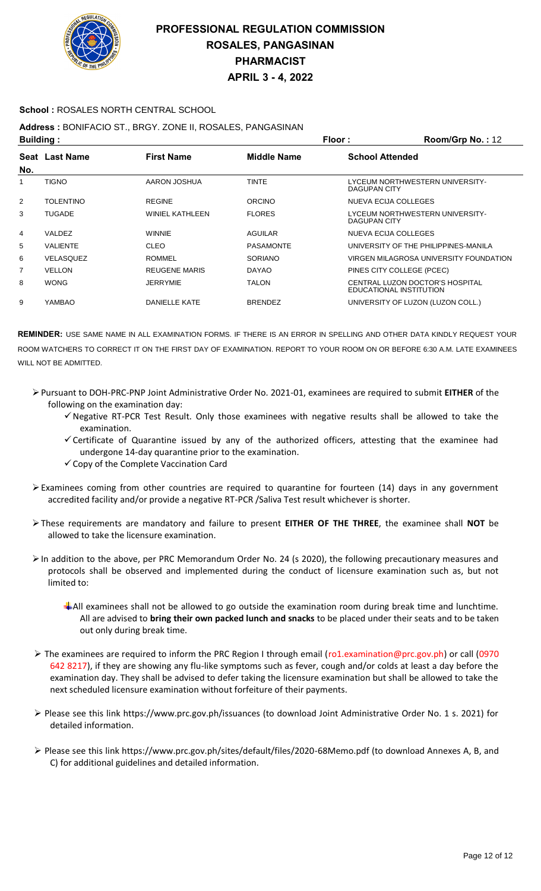# PROFESSIONAL REGULATION COMMISSION
## ROSALES, PANGASINAN
## PHARMACIST
## APRIL 3 - 4, 2022

**School :** ROSALES NORTH CENTRAL SCHOOL

**Address :** BONIFACIO ST., BRGY. ZONE II, ROSALES, PANGASINAN

**Building :** **Floor :** **Room/Grp No. :** 12

| Seat No. | Last Name | First Name | Middle Name | School Attended |
|---|---|---|---|---|
| 1 | TIGNO | AARON JOSHUA | TINTE | LYCEUM NORTHWESTERN UNIVERSITY-DAGUPAN CITY |
| 2 | TOLENTINO | REGINE | ORCINO | NUEVA ECIJA COLLEGES |
| 3 | TUGADE | WINIEL KATHLEEN | FLORES | LYCEUM NORTHWESTERN UNIVERSITY-DAGUPAN CITY |
| 4 | VALDEZ | WINNIE | AGUILAR | NUEVA ECIJA COLLEGES |
| 5 | VALIENTE | CLEO | PASAMONTE | UNIVERSITY OF THE PHILIPPINES-MANILA |
| 6 | VELASQUEZ | ROMMEL | SORIANO | VIRGEN MILAGROSA UNIVERSITY FOUNDATION |
| 7 | VELLON | REUGENE MARIS | DAYAO | PINES CITY COLLEGE (PCEC) |
| 8 | WONG | JERRYMIE | TALON | CENTRAL LUZON DOCTOR'S HOSPITAL EDUCATIONAL INSTITUTION |
| 9 | YAMBAO | DANIELLE KATE | BRENDEZ | UNIVERSITY OF LUZON (LUZON COLL.) |

**REMINDER:** USE SAME NAME IN ALL EXAMINATION FORMS. IF THERE IS AN ERROR IN SPELLING AND OTHER DATA KINDLY REQUEST YOUR ROOM WATCHERS TO CORRECT IT ON THE FIRST DAY OF EXAMINATION. REPORT TO YOUR ROOM ON OR BEFORE 6:30 A.M. LATE EXAMINEES WILL NOT BE ADMITTED.

- Pursuant to DOH-PRC-PNP Joint Administrative Order No. 2021-01, examinees are required to submit **EITHER** of the following on the examination day:
  - ✓ Negative RT-PCR Test Result. Only those examinees with negative results shall be allowed to take the examination.
  - ✓ Certificate of Quarantine issued by any of the authorized officers, attesting that the examinee had undergone 14-day quarantine prior to the examination.
  - ✓ Copy of the Complete Vaccination Card
- Examinees coming from other countries are required to quarantine for fourteen (14) days in any government accredited facility and/or provide a negative RT-PCR /Saliva Test result whichever is shorter.
- These requirements are mandatory and failure to present **EITHER OF THE THREE**, the examinee shall **NOT** be allowed to take the licensure examination.
- In addition to the above, per PRC Memorandum Order No. 24 (s 2020), the following precautionary measures and protocols shall be observed and implemented during the conduct of licensure examination such as, but not limited to:
  - All examinees shall not be allowed to go outside the examination room during break time and lunchtime. All are advised to **bring their own packed lunch and snacks** to be placed under their seats and to be taken out only during break time.
- The examinees are required to inform the PRC Region I through email (ro1.examination@prc.gov.ph) or call (0970 642 8217), if they are showing any flu-like symptoms such as fever, cough and/or colds at least a day before the examination day. They shall be advised to defer taking the licensure examination but shall be allowed to take the next scheduled licensure examination without forfeiture of their payments.
- Please see this link https://www.prc.gov.ph/issuances (to download Joint Administrative Order No. 1 s. 2021) for detailed information.
- Please see this link https://www.prc.gov.ph/sites/default/files/2020-68Memo.pdf (to download Annexes A, B, and C) for additional guidelines and detailed information.